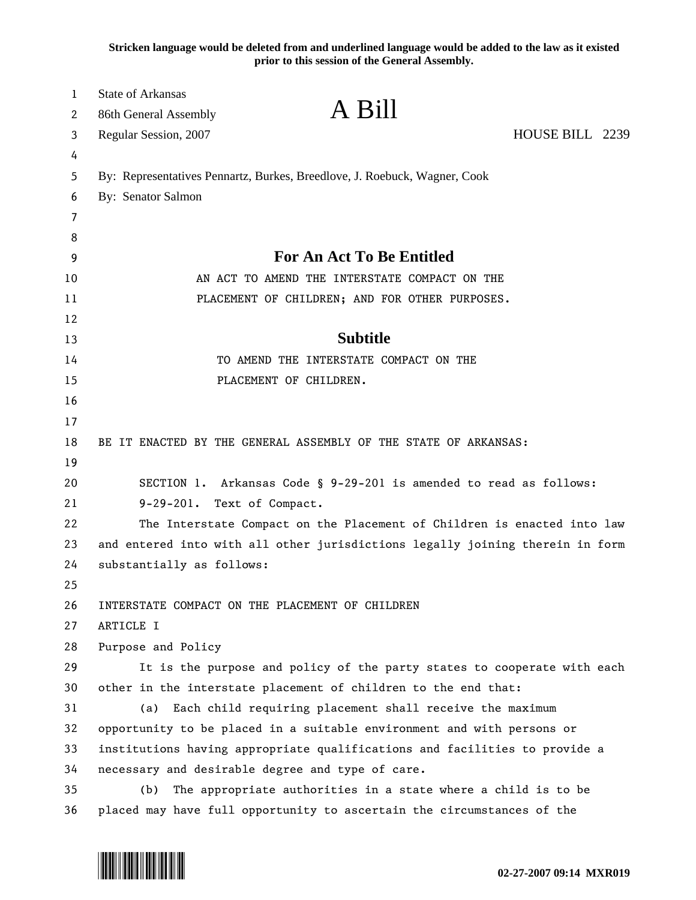**Stricken language would be deleted from and underlined language would be added to the law as it existed prior to this session of the General Assembly.**

State of Arkansas
86th General Assembly
Regular Session, 2007

# A Bill

HOUSE BILL 2239

By: Representatives Pennartz, Burkes, Breedlove, J. Roebuck, Wagner, Cook
By: Senator Salmon

## For An Act To Be Entitled

AN ACT TO AMEND THE INTERSTATE COMPACT ON THE PLACEMENT OF CHILDREN; AND FOR OTHER PURPOSES.

## Subtitle

TO AMEND THE INTERSTATE COMPACT ON THE PLACEMENT OF CHILDREN.

BE IT ENACTED BY THE GENERAL ASSEMBLY OF THE STATE OF ARKANSAS:

SECTION 1. Arkansas Code § 9-29-201 is amended to read as follows:

9-29-201. Text of Compact.

The Interstate Compact on the Placement of Children is enacted into law and entered into with all other jurisdictions legally joining therein in form substantially as follows:

INTERSTATE COMPACT ON THE PLACEMENT OF CHILDREN

ARTICLE I

Purpose and Policy

It is the purpose and policy of the party states to cooperate with each other in the interstate placement of children to the end that:

(a) Each child requiring placement shall receive the maximum opportunity to be placed in a suitable environment and with persons or institutions having appropriate qualifications and facilities to provide a necessary and desirable degree and type of care.

(b) The appropriate authorities in a state where a child is to be placed may have full opportunity to ascertain the circumstances of the

02-27-2007 09:14 MXR019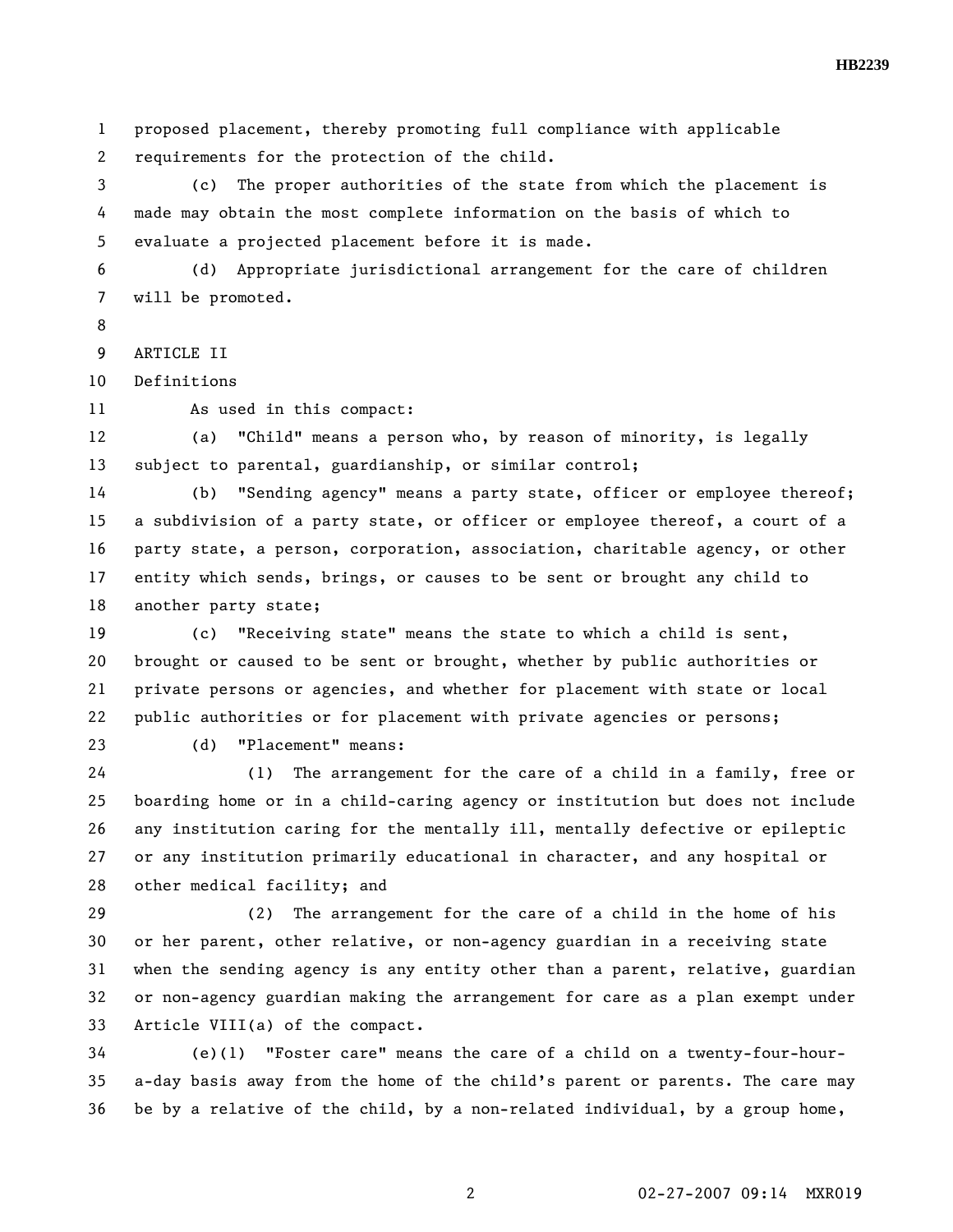proposed placement, thereby promoting full compliance with applicable requirements for the protection of the child.

(c) The proper authorities of the state from which the placement is made may obtain the most complete information on the basis of which to evaluate a projected placement before it is made.

(d) Appropriate jurisdictional arrangement for the care of children will be promoted.

ARTICLE II

Definitions

As used in this compact:

(a) "Child" means a person who, by reason of minority, is legally subject to parental, guardianship, or similar control;

(b) "Sending agency" means a party state, officer or employee thereof; a subdivision of a party state, or officer or employee thereof, a court of a party state, a person, corporation, association, charitable agency, or other entity which sends, brings, or causes to be sent or brought any child to another party state;

(c) "Receiving state" means the state to which a child is sent, brought or caused to be sent or brought, whether by public authorities or private persons or agencies, and whether for placement with state or local public authorities or for placement with private agencies or persons;

(d) "Placement" means:

(1) The arrangement for the care of a child in a family, free or boarding home or in a child-caring agency or institution but does not include any institution caring for the mentally ill, mentally defective or epileptic or any institution primarily educational in character, and any hospital or other medical facility; and

(2) The arrangement for the care of a child in the home of his or her parent, other relative, or non-agency guardian in a receiving state when the sending agency is any entity other than a parent, relative, guardian or non-agency guardian making the arrangement for care as a plan exempt under Article VIII(a) of the compact.

(e)(1) "Foster care" means the care of a child on a twenty-four-hour-a-day basis away from the home of the child's parent or parents. The care may be by a relative of the child, by a non-related individual, by a group home,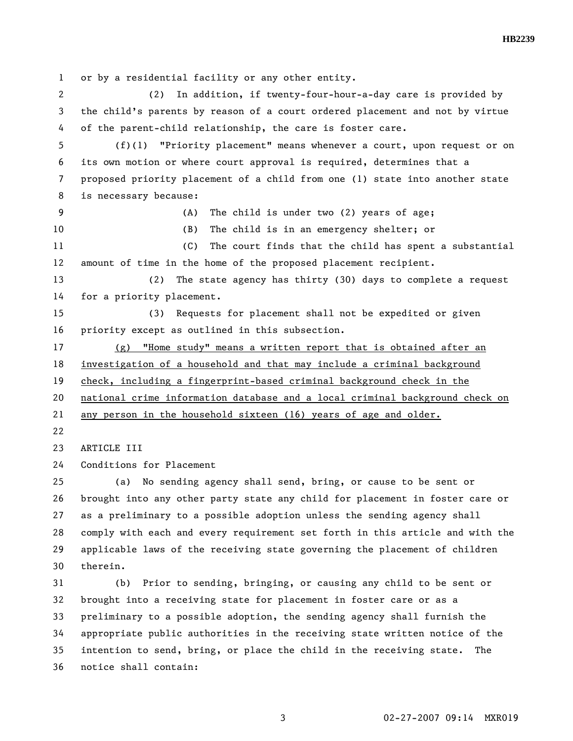or by a residential facility or any other entity.

(2) In addition, if twenty-four-hour-a-day care is provided by the child's parents by reason of a court ordered placement and not by virtue of the parent-child relationship, the care is foster care.

(f)(1) "Priority placement" means whenever a court, upon request or on its own motion or where court approval is required, determines that a proposed priority placement of a child from one (1) state into another state is necessary because:

(A) The child is under two (2) years of age;

(B) The child is in an emergency shelter; or

(C) The court finds that the child has spent a substantial amount of time in the home of the proposed placement recipient.

(2) The state agency has thirty (30) days to complete a request for a priority placement.

(3) Requests for placement shall not be expedited or given priority except as outlined in this subsection.

<u>(g) "Home study" means a written report that is obtained after an investigation of a household and that may include a criminal background check, including a fingerprint-based criminal background check in the national crime information database and a local criminal background check on any person in the household sixteen (16) years of age and older.</u>

ARTICLE III

Conditions for Placement

(a) No sending agency shall send, bring, or cause to be sent or brought into any other party state any child for placement in foster care or as a preliminary to a possible adoption unless the sending agency shall comply with each and every requirement set forth in this article and with the applicable laws of the receiving state governing the placement of children therein.

(b) Prior to sending, bringing, or causing any child to be sent or brought into a receiving state for placement in foster care or as a preliminary to a possible adoption, the sending agency shall furnish the appropriate public authorities in the receiving state written notice of the intention to send, bring, or place the child in the receiving state. The notice shall contain: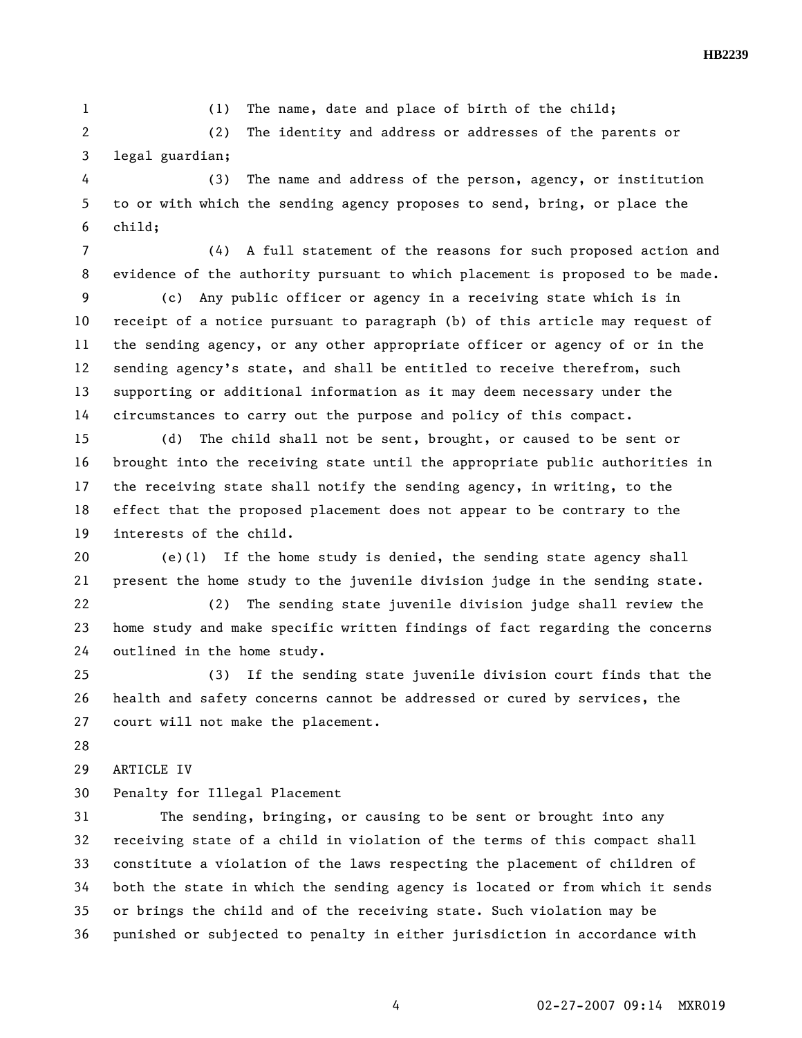(1) The name, date and place of birth of the child;

(2) The identity and address or addresses of the parents or legal guardian;

(3) The name and address of the person, agency, or institution to or with which the sending agency proposes to send, bring, or place the child;

(4) A full statement of the reasons for such proposed action and evidence of the authority pursuant to which placement is proposed to be made.

(c) Any public officer or agency in a receiving state which is in receipt of a notice pursuant to paragraph (b) of this article may request of the sending agency, or any other appropriate officer or agency of or in the sending agency's state, and shall be entitled to receive therefrom, such supporting or additional information as it may deem necessary under the circumstances to carry out the purpose and policy of this compact.

(d) The child shall not be sent, brought, or caused to be sent or brought into the receiving state until the appropriate public authorities in the receiving state shall notify the sending agency, in writing, to the effect that the proposed placement does not appear to be contrary to the interests of the child.

(e)(1) If the home study is denied, the sending state agency shall present the home study to the juvenile division judge in the sending state.

(2) The sending state juvenile division judge shall review the home study and make specific written findings of fact regarding the concerns outlined in the home study.

(3) If the sending state juvenile division court finds that the health and safety concerns cannot be addressed or cured by services, the court will not make the placement.

ARTICLE IV

Penalty for Illegal Placement

The sending, bringing, or causing to be sent or brought into any receiving state of a child in violation of the terms of this compact shall constitute a violation of the laws respecting the placement of children of both the state in which the sending agency is located or from which it sends or brings the child and of the receiving state. Such violation may be punished or subjected to penalty in either jurisdiction in accordance with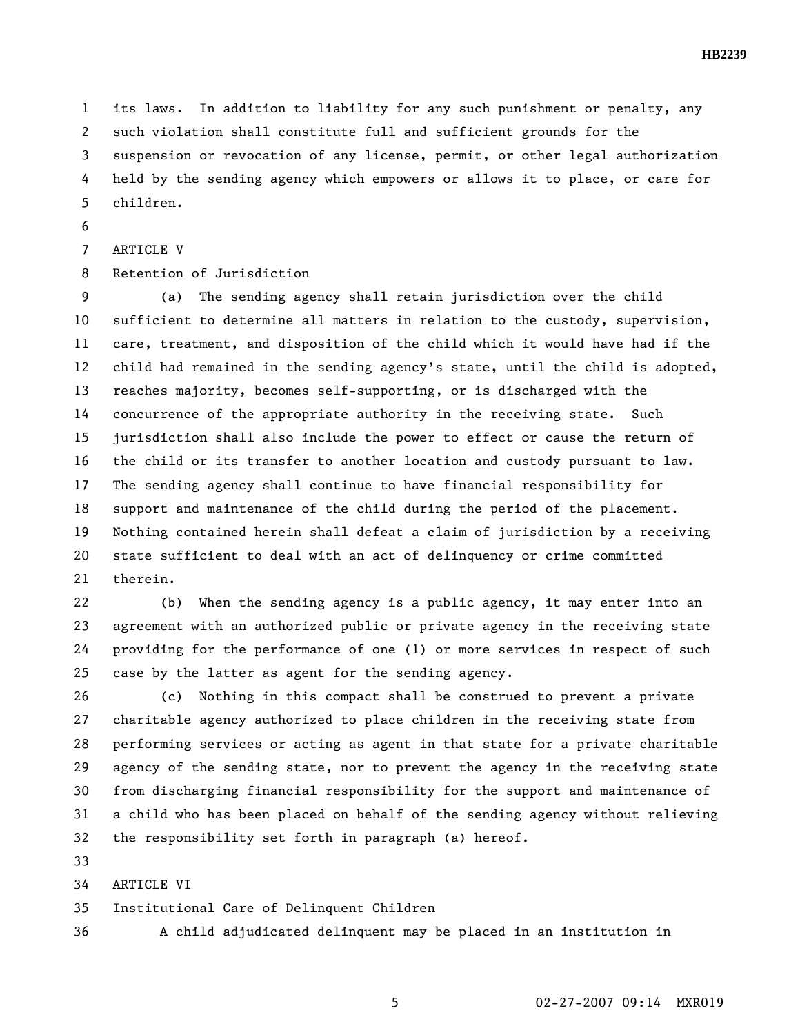its laws. In addition to liability for any such punishment or penalty, any such violation shall constitute full and sufficient grounds for the suspension or revocation of any license, permit, or other legal authorization held by the sending agency which empowers or allows it to place, or care for children.

ARTICLE V

Retention of Jurisdiction

(a) The sending agency shall retain jurisdiction over the child sufficient to determine all matters in relation to the custody, supervision, care, treatment, and disposition of the child which it would have had if the child had remained in the sending agency's state, until the child is adopted, reaches majority, becomes self-supporting, or is discharged with the concurrence of the appropriate authority in the receiving state. Such jurisdiction shall also include the power to effect or cause the return of the child or its transfer to another location and custody pursuant to law. The sending agency shall continue to have financial responsibility for support and maintenance of the child during the period of the placement. Nothing contained herein shall defeat a claim of jurisdiction by a receiving state sufficient to deal with an act of delinquency or crime committed therein.

(b) When the sending agency is a public agency, it may enter into an agreement with an authorized public or private agency in the receiving state providing for the performance of one (1) or more services in respect of such case by the latter as agent for the sending agency.

(c) Nothing in this compact shall be construed to prevent a private charitable agency authorized to place children in the receiving state from performing services or acting as agent in that state for a private charitable agency of the sending state, nor to prevent the agency in the receiving state from discharging financial responsibility for the support and maintenance of a child who has been placed on behalf of the sending agency without relieving the responsibility set forth in paragraph (a) hereof.

ARTICLE VI

Institutional Care of Delinquent Children

A child adjudicated delinquent may be placed in an institution in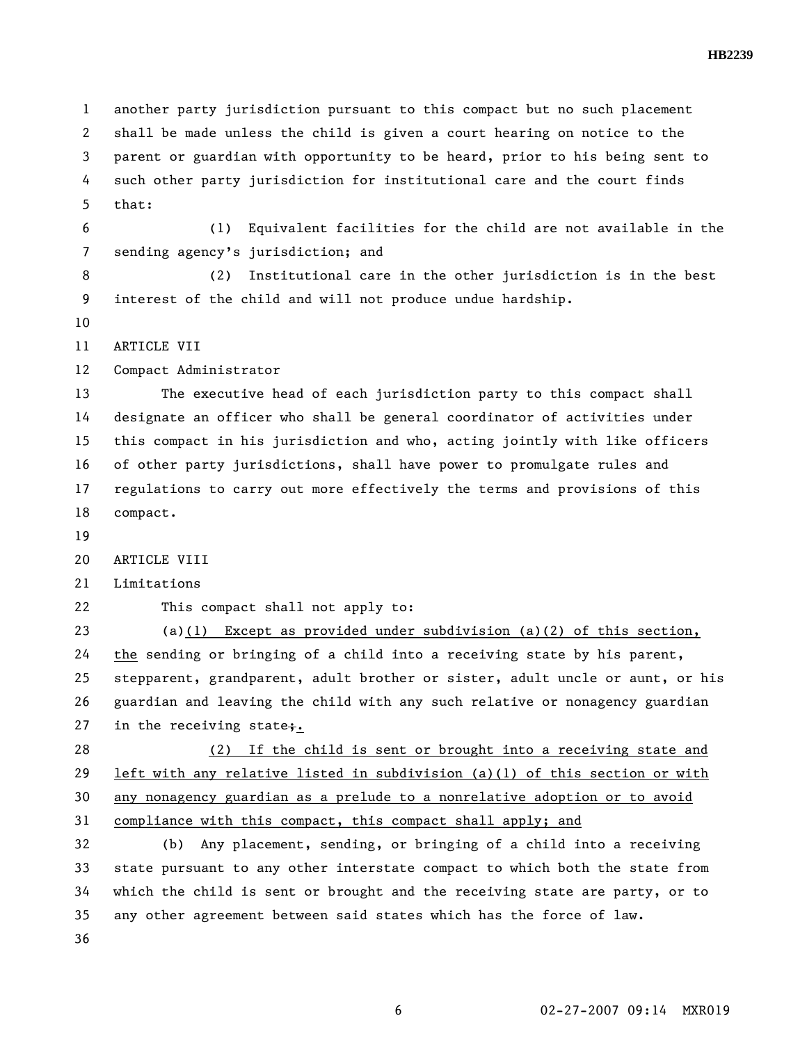another party jurisdiction pursuant to this compact but no such placement shall be made unless the child is given a court hearing on notice to the parent or guardian with opportunity to be heard, prior to his being sent to such other party jurisdiction for institutional care and the court finds that:

(1) Equivalent facilities for the child are not available in the sending agency's jurisdiction; and

(2) Institutional care in the other jurisdiction is in the best interest of the child and will not produce undue hardship.

ARTICLE VII

Compact Administrator

The executive head of each jurisdiction party to this compact shall designate an officer who shall be general coordinator of activities under this compact in his jurisdiction and who, acting jointly with like officers of other party jurisdictions, shall have power to promulgate rules and regulations to carry out more effectively the terms and provisions of this compact.

ARTICLE VIII

Limitations

This compact shall not apply to:

(a)(1) Except as provided under subdivision (a)(2) of this section, the sending or bringing of a child into a receiving state by his parent, stepparent, grandparent, adult brother or sister, adult uncle or aunt, or his guardian and leaving the child with any such relative or nonagency guardian in the receiving state~~;~~.

(2) If the child is sent or brought into a receiving state and left with any relative listed in subdivision (a)(1) of this section or with any nonagency guardian as a prelude to a nonrelative adoption or to avoid compliance with this compact, this compact shall apply; and

(b) Any placement, sending, or bringing of a child into a receiving state pursuant to any other interstate compact to which both the state from which the child is sent or brought and the receiving state are party, or to any other agreement between said states which has the force of law.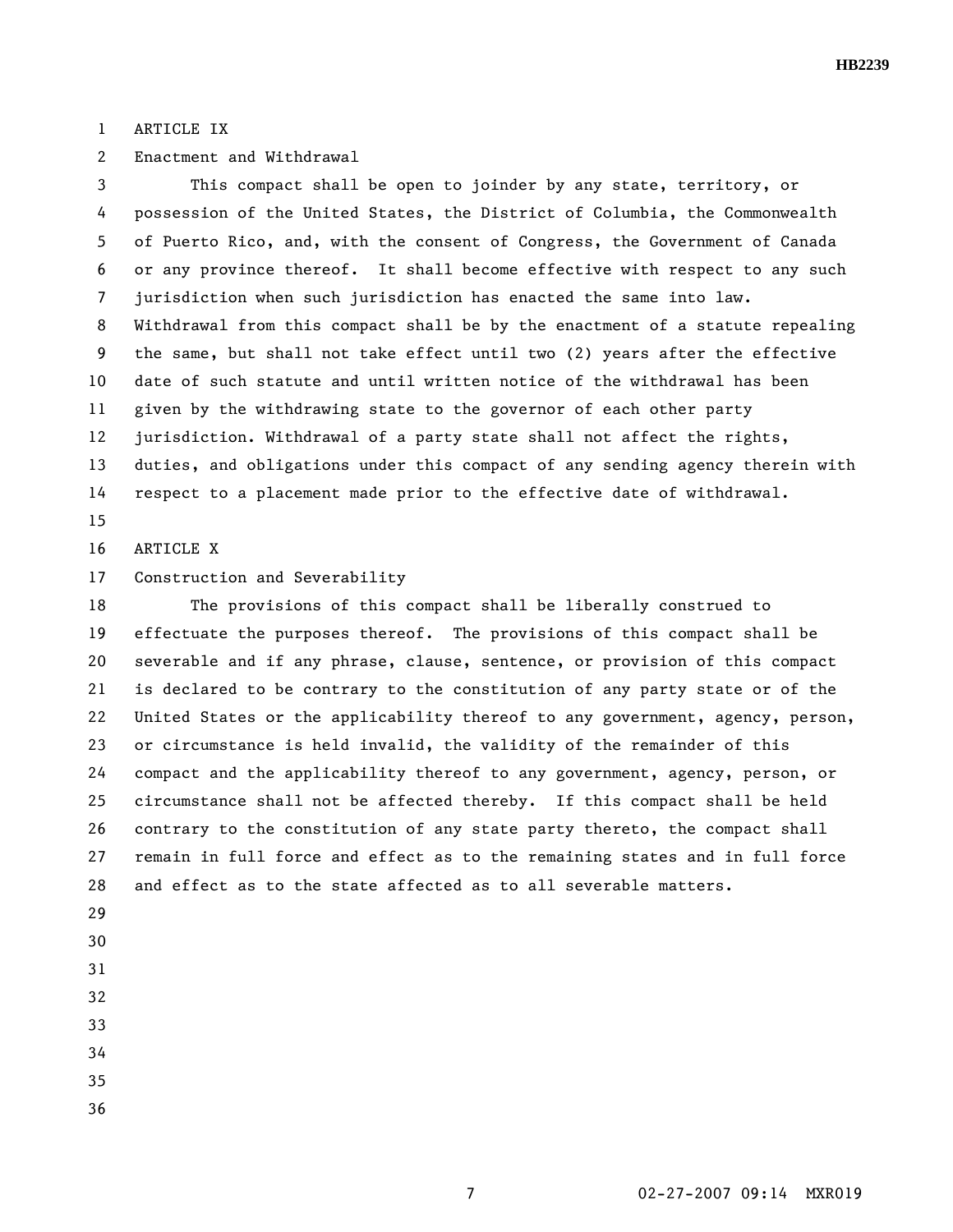ARTICLE IX

Enactment and Withdrawal

This compact shall be open to joinder by any state, territory, or possession of the United States, the District of Columbia, the Commonwealth of Puerto Rico, and, with the consent of Congress, the Government of Canada or any province thereof. It shall become effective with respect to any such jurisdiction when such jurisdiction has enacted the same into law. Withdrawal from this compact shall be by the enactment of a statute repealing the same, but shall not take effect until two (2) years after the effective date of such statute and until written notice of the withdrawal has been given by the withdrawing state to the governor of each other party jurisdiction. Withdrawal of a party state shall not affect the rights, duties, and obligations under this compact of any sending agency therein with respect to a placement made prior to the effective date of withdrawal.

ARTICLE X

Construction and Severability

The provisions of this compact shall be liberally construed to effectuate the purposes thereof. The provisions of this compact shall be severable and if any phrase, clause, sentence, or provision of this compact is declared to be contrary to the constitution of any party state or of the United States or the applicability thereof to any government, agency, person, or circumstance is held invalid, the validity of the remainder of this compact and the applicability thereof to any government, agency, person, or circumstance shall not be affected thereby. If this compact shall be held contrary to the constitution of any state party thereto, the compact shall remain in full force and effect as to the remaining states and in full force and effect as to the state affected as to all severable matters.